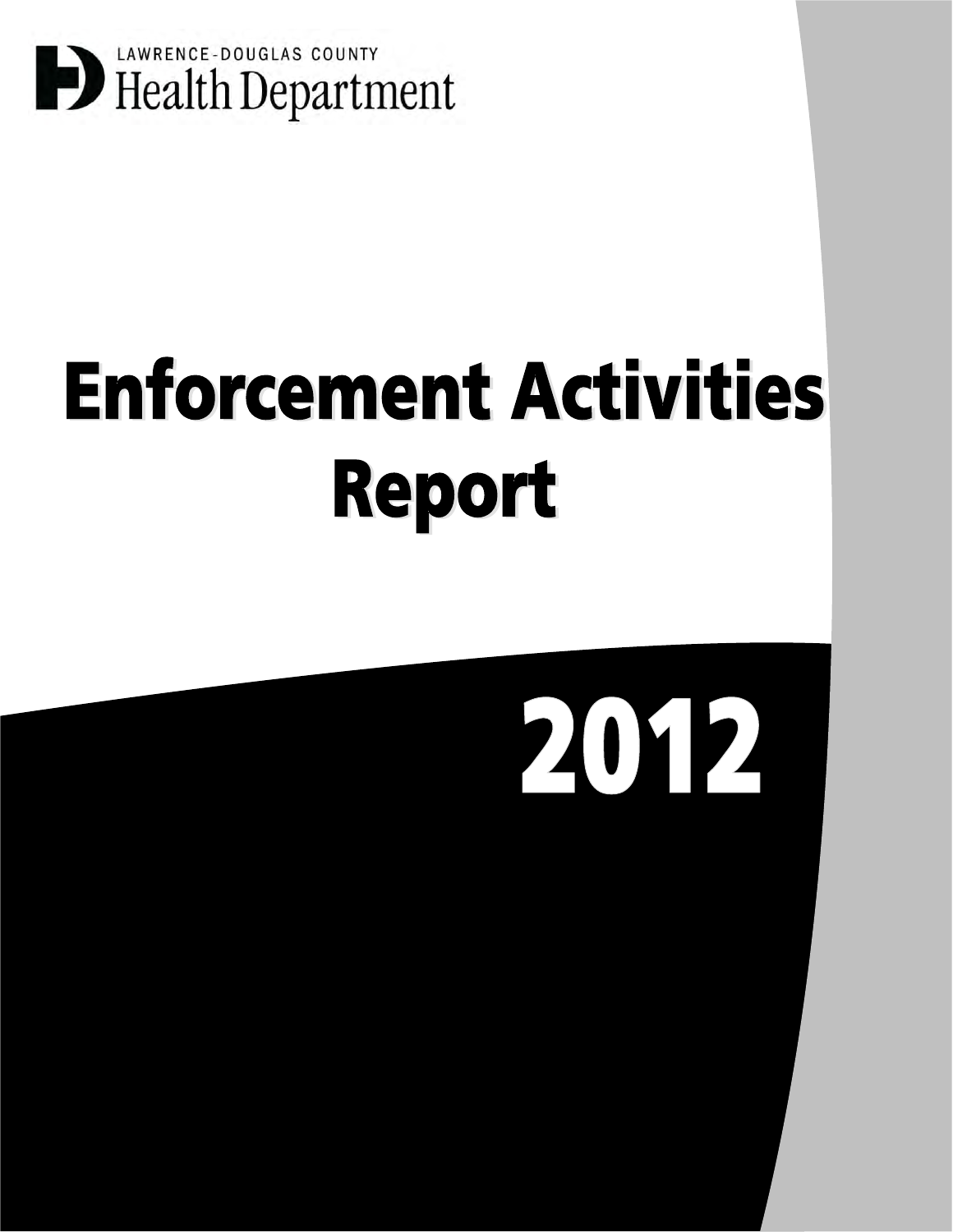LAWRENCE-DOUGLAS COUNTY
Health Department

# Enforcement Activities Report

# 2012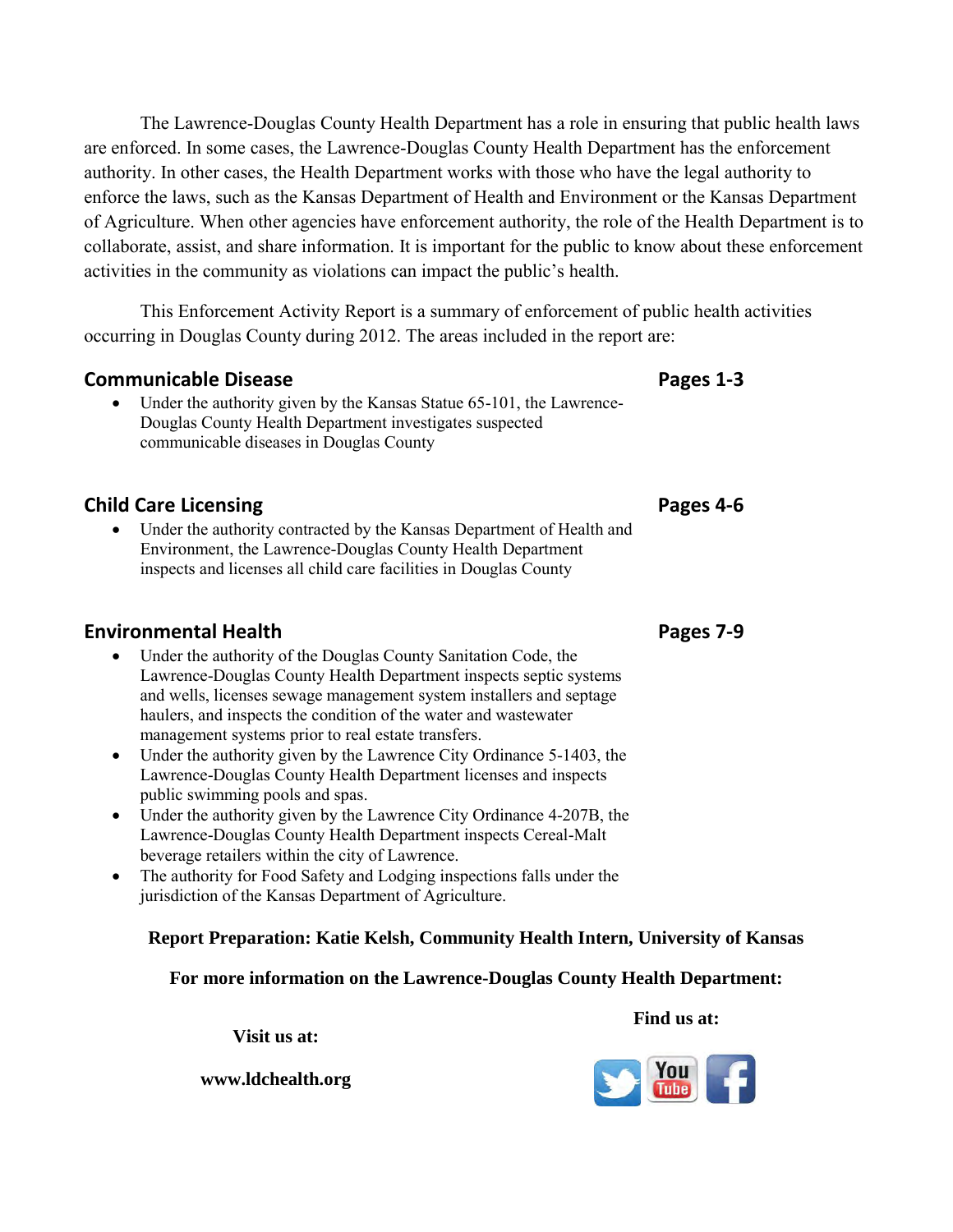The Lawrence-Douglas County Health Department has a role in ensuring that public health laws are enforced. In some cases, the Lawrence-Douglas County Health Department has the enforcement authority. In other cases, the Health Department works with those who have the legal authority to enforce the laws, such as the Kansas Department of Health and Environment or the Kansas Department of Agriculture. When other agencies have enforcement authority, the role of the Health Department is to collaborate, assist, and share information. It is important for the public to know about these enforcement activities in the community as violations can impact the public's health.

This Enforcement Activity Report is a summary of enforcement of public health activities occurring in Douglas County during 2012. The areas included in the report are:

## Communicable Disease — Pages 1-3

- Under the authority given by the Kansas Statue 65-101, the Lawrence-Douglas County Health Department investigates suspected communicable diseases in Douglas County

## Child Care Licensing — Pages 4-6

- Under the authority contracted by the Kansas Department of Health and Environment, the Lawrence-Douglas County Health Department inspects and licenses all child care facilities in Douglas County

## Environmental Health — Pages 7-9

- Under the authority of the Douglas County Sanitation Code, the Lawrence-Douglas County Health Department inspects septic systems and wells, licenses sewage management system installers and septage haulers, and inspects the condition of the water and wastewater management systems prior to real estate transfers.
- Under the authority given by the Lawrence City Ordinance 5-1403, the Lawrence-Douglas County Health Department licenses and inspects public swimming pools and spas.
- Under the authority given by the Lawrence City Ordinance 4-207B, the Lawrence-Douglas County Health Department inspects Cereal-Malt beverage retailers within the city of Lawrence.
- The authority for Food Safety and Lodging inspections falls under the jurisdiction of the Kansas Department of Agriculture.

**Report Preparation: Katie Kelsh, Community Health Intern, University of Kansas**

**For more information on the Lawrence-Douglas County Health Department:**

**Visit us at:**

**www.ldchealth.org**

**Find us at:**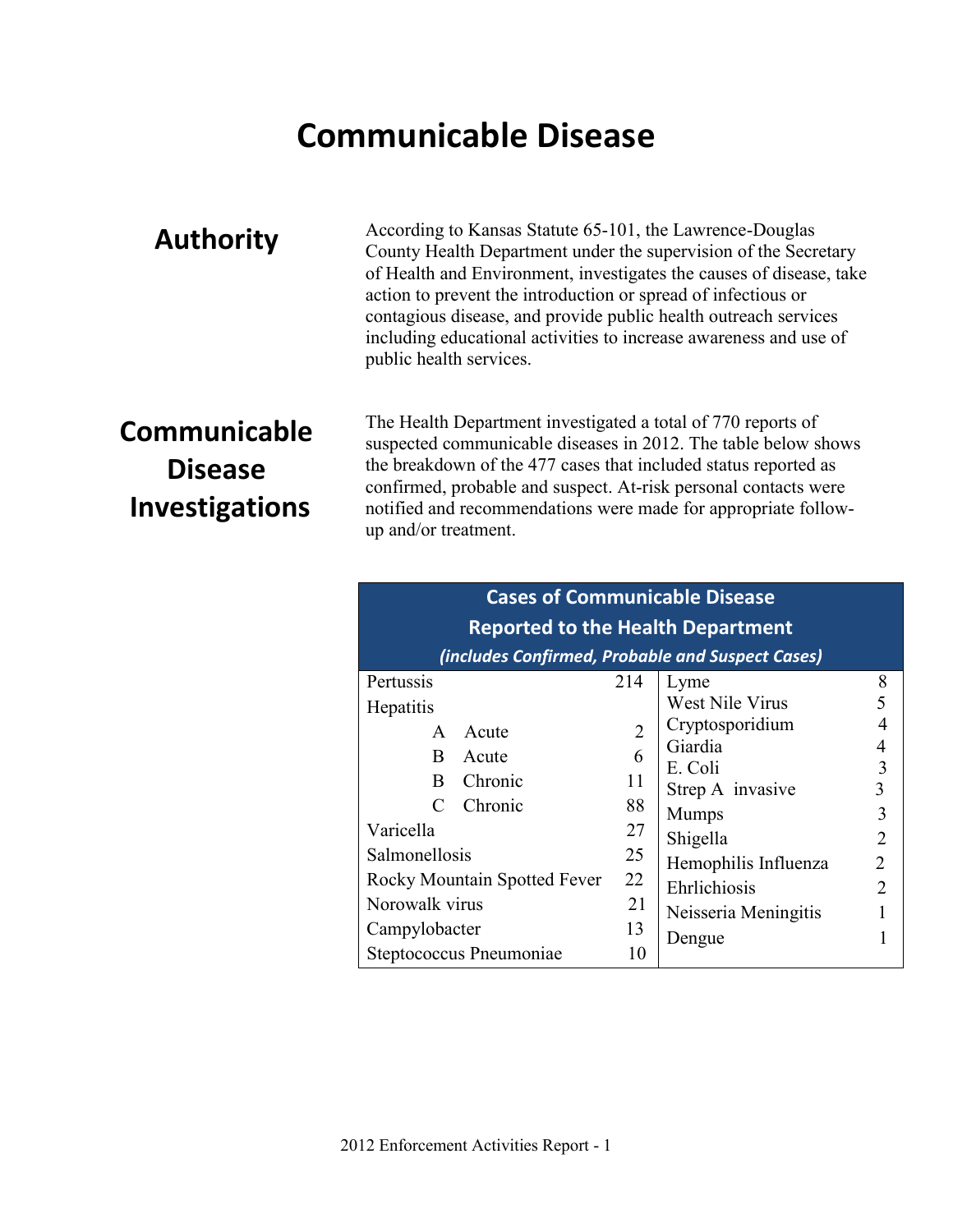# Communicable Disease

## Authority

According to Kansas Statute 65-101, the Lawrence-Douglas County Health Department under the supervision of the Secretary of Health and Environment, investigates the causes of disease, take action to prevent the introduction or spread of infectious or contagious disease, and provide public health outreach services including educational activities to increase awareness and use of public health services.

## Communicable Disease Investigations

The Health Department investigated a total of 770 reports of suspected communicable diseases in 2012. The table below shows the breakdown of the 477 cases that included status reported as confirmed, probable and suspect. At-risk personal contacts were notified and recommendations were made for appropriate follow-up and/or treatment.

**Cases of Communicable Disease Reported to the Health Department**
***(includes Confirmed, Probable and Suspect Cases)***

| Disease | Cases | Disease | Cases |
|---|---|---|---|
| Pertussis | 214 | Lyme | 8 |
| Hepatitis | | West Nile Virus | 5 |
| A Acute | 2 | Cryptosporidium | 4 |
| B Acute | 6 | Giardia | 4 |
| B Chronic | 11 | E. Coli | 3 |
| C Chronic | 88 | Strep A invasive | 3 |
| Varicella | 27 | Mumps | 3 |
| Salmonellosis | 25 | Shigella | 2 |
| Rocky Mountain Spotted Fever | 22 | Hemophilis Influenza | 2 |
| Norowalk virus | 21 | Ehrlichiosis | 2 |
| Campylobacter | 13 | Neisseria Meningitis | 1 |
| Steptococcus Pneumoniae | 10 | Dengue | 1 |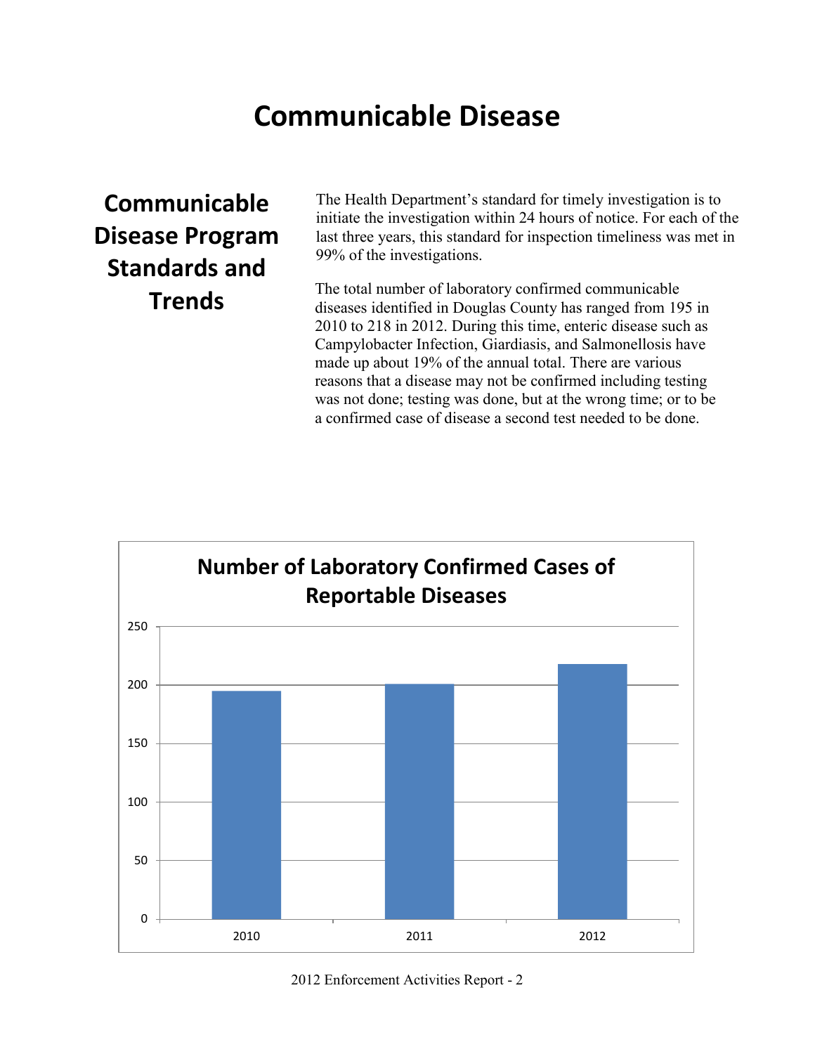# Communicable Disease

## Communicable Disease Program Standards and Trends

The Health Department's standard for timely investigation is to initiate the investigation within 24 hours of notice. For each of the last three years, this standard for inspection timeliness was met in 99% of the investigations.

The total number of laboratory confirmed communicable diseases identified in Douglas County has ranged from 195 in 2010 to 218 in 2012. During this time, enteric disease such as Campylobacter Infection, Giardiasis, and Salmonellosis have made up about 19% of the annual total. There are various reasons that a disease may not be confirmed including testing was not done; testing was done, but at the wrong time; or to be a confirmed case of disease a second test needed to be done.

**Number of Laboratory Confirmed Cases of Reportable Diseases**

| Year | Cases |
|---|---|
| 2010 | 195 |
| 2011 | 201 |
| 2012 | 218 |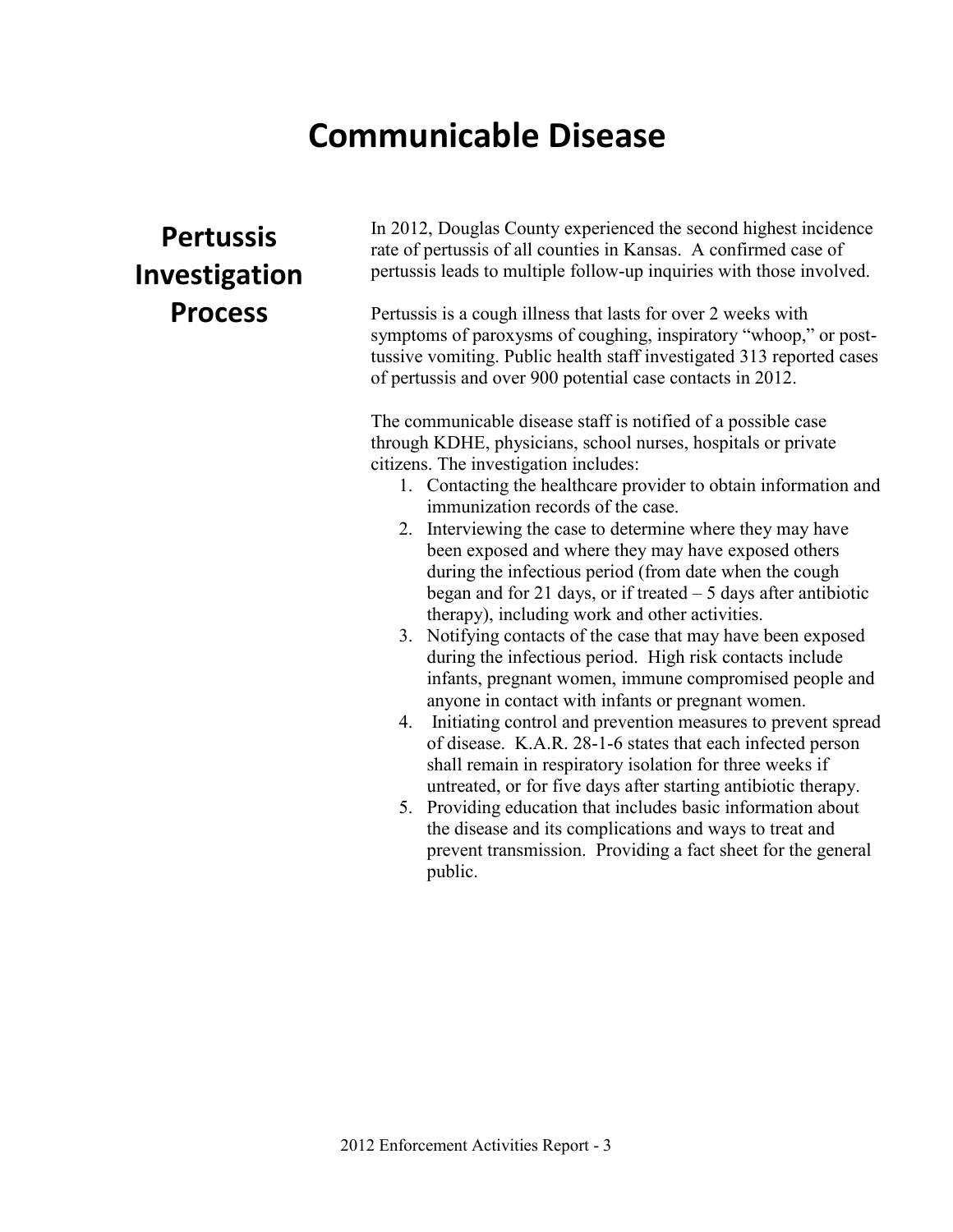# Communicable Disease

## Pertussis Investigation Process

In 2012, Douglas County experienced the second highest incidence rate of pertussis of all counties in Kansas. A confirmed case of pertussis leads to multiple follow-up inquiries with those involved.

Pertussis is a cough illness that lasts for over 2 weeks with symptoms of paroxysms of coughing, inspiratory "whoop," or post-tussive vomiting. Public health staff investigated 313 reported cases of pertussis and over 900 potential case contacts in 2012.

The communicable disease staff is notified of a possible case through KDHE, physicians, school nurses, hospitals or private citizens. The investigation includes:

1. Contacting the healthcare provider to obtain information and immunization records of the case.
2. Interviewing the case to determine where they may have been exposed and where they may have exposed others during the infectious period (from date when the cough began and for 21 days, or if treated – 5 days after antibiotic therapy), including work and other activities.
3. Notifying contacts of the case that may have been exposed during the infectious period. High risk contacts include infants, pregnant women, immune compromised people and anyone in contact with infants or pregnant women.
4. Initiating control and prevention measures to prevent spread of disease. K.A.R. 28-1-6 states that each infected person shall remain in respiratory isolation for three weeks if untreated, or for five days after starting antibiotic therapy.
5. Providing education that includes basic information about the disease and its complications and ways to treat and prevent transmission. Providing a fact sheet for the general public.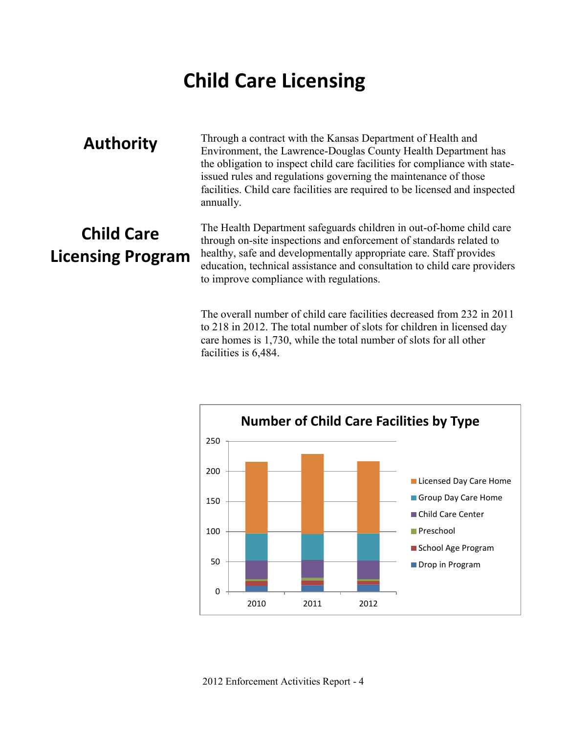# Child Care Licensing

## Authority

Through a contract with the Kansas Department of Health and Environment, the Lawrence-Douglas County Health Department has the obligation to inspect child care facilities for compliance with state-issued rules and regulations governing the maintenance of those facilities. Child care facilities are required to be licensed and inspected annually.

## Child Care Licensing Program

The Health Department safeguards children in out-of-home child care through on-site inspections and enforcement of standards related to healthy, safe and developmentally appropriate care. Staff provides education, technical assistance and consultation to child care providers to improve compliance with regulations.

The overall number of child care facilities decreased from 232 in 2011 to 218 in 2012. The total number of slots for children in licensed day care homes is 1,730, while the total number of slots for all other facilities is 6,484.

**Number of Child Care Facilities by Type**

Legend: Licensed Day Care Home, Group Day Care Home, Child Care Center, Preschool, School Age Program, Drop in Program

Y-axis: 0, 50, 100, 150, 200, 250

X-axis: 2010, 2011, 2012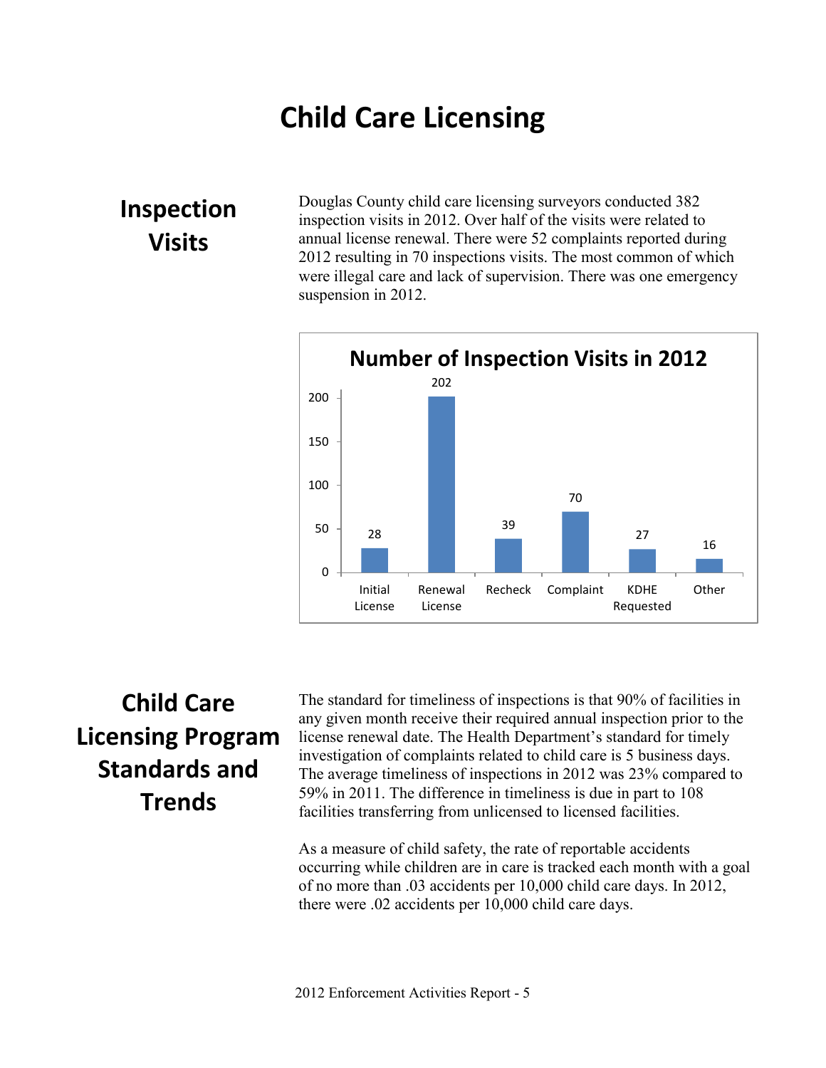# Child Care Licensing

## Inspection Visits

Douglas County child care licensing surveyors conducted 382 inspection visits in 2012. Over half of the visits were related to annual license renewal. There were 52 complaints reported during 2012 resulting in 70 inspections visits. The most common of which were illegal care and lack of supervision. There was one emergency suspension in 2012.

**Number of Inspection Visits in 2012**

| Type | Number |
|---|---|
| Initial License | 28 |
| Renewal License | 202 |
| Recheck | 39 |
| Complaint | 70 |
| KDHE Requested | 27 |
| Other | 16 |

## Child Care Licensing Program Standards and Trends

The standard for timeliness of inspections is that 90% of facilities in any given month receive their required annual inspection prior to the license renewal date. The Health Department's standard for timely investigation of complaints related to child care is 5 business days. The average timeliness of inspections in 2012 was 23% compared to 59% in 2011. The difference in timeliness is due in part to 108 facilities transferring from unlicensed to licensed facilities.

As a measure of child safety, the rate of reportable accidents occurring while children are in care is tracked each month with a goal of no more than .03 accidents per 10,000 child care days. In 2012, there were .02 accidents per 10,000 child care days.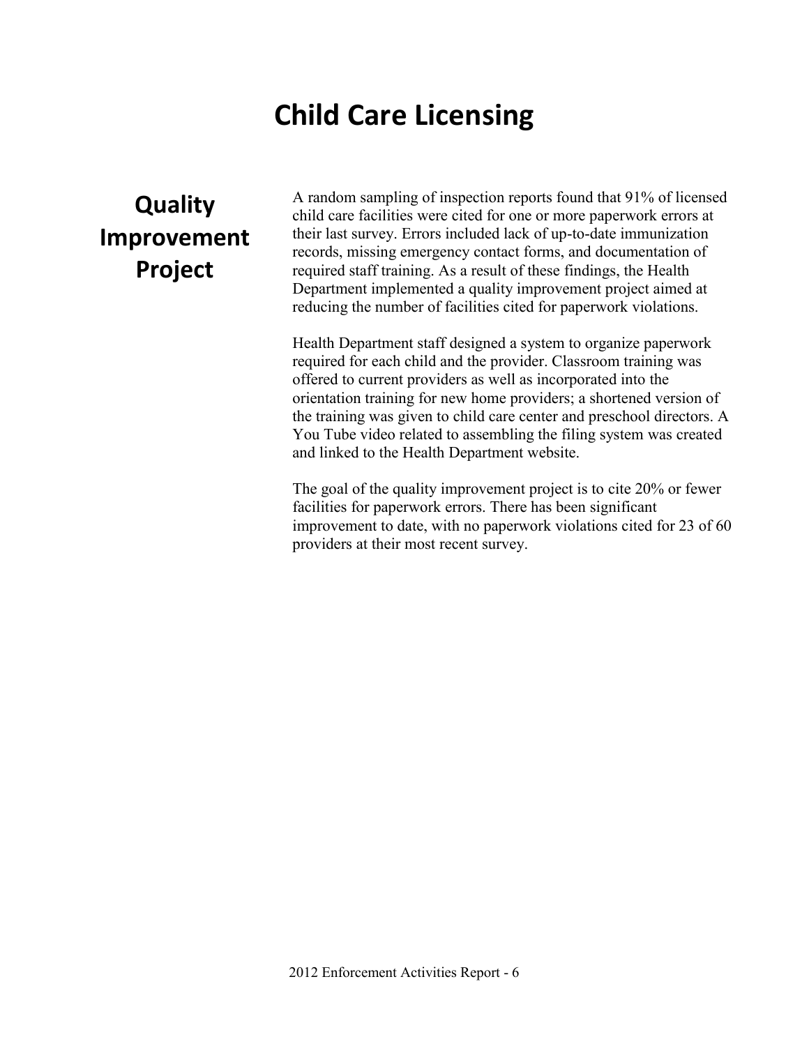# Child Care Licensing

## Quality Improvement Project

A random sampling of inspection reports found that 91% of licensed child care facilities were cited for one or more paperwork errors at their last survey. Errors included lack of up-to-date immunization records, missing emergency contact forms, and documentation of required staff training. As a result of these findings, the Health Department implemented a quality improvement project aimed at reducing the number of facilities cited for paperwork violations.

Health Department staff designed a system to organize paperwork required for each child and the provider. Classroom training was offered to current providers as well as incorporated into the orientation training for new home providers; a shortened version of the training was given to child care center and preschool directors. A You Tube video related to assembling the filing system was created and linked to the Health Department website.

The goal of the quality improvement project is to cite 20% or fewer facilities for paperwork errors. There has been significant improvement to date, with no paperwork violations cited for 23 of 60 providers at their most recent survey.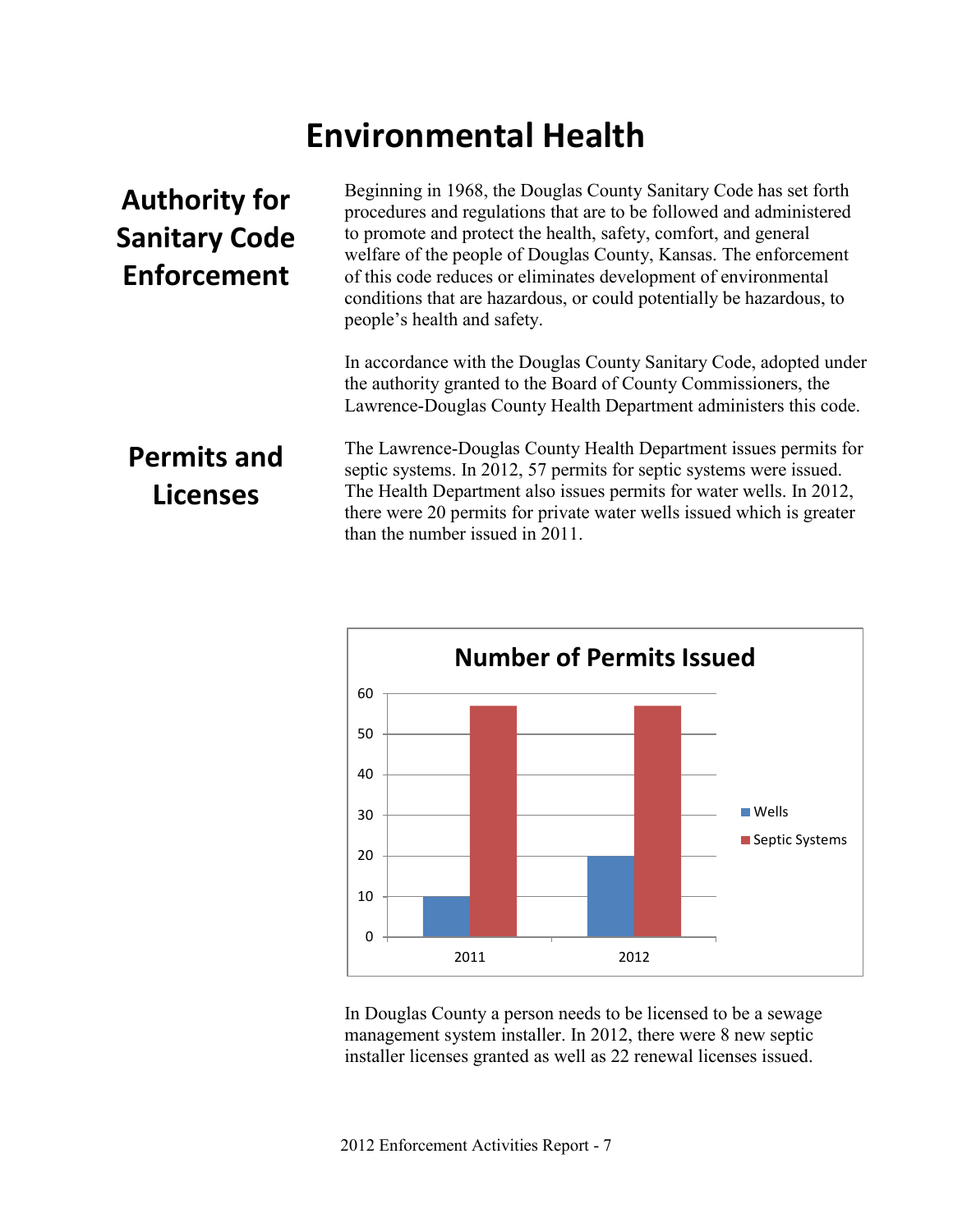# Environmental Health

## Authority for Sanitary Code Enforcement

Beginning in 1968, the Douglas County Sanitary Code has set forth procedures and regulations that are to be followed and administered to promote and protect the health, safety, comfort, and general welfare of the people of Douglas County, Kansas. The enforcement of this code reduces or eliminates development of environmental conditions that are hazardous, or could potentially be hazardous, to people's health and safety.

In accordance with the Douglas County Sanitary Code, adopted under the authority granted to the Board of County Commissioners, the Lawrence-Douglas County Health Department administers this code.

## Permits and Licenses

The Lawrence-Douglas County Health Department issues permits for septic systems. In 2012, 57 permits for septic systems were issued. The Health Department also issues permits for water wells. In 2012, there were 20 permits for private water wells issued which is greater than the number issued in 2011.

**Number of Permits Issued**

| Year | Wells | Septic Systems |
|---|---|---|
| 2011 | 10 | 57 |
| 2012 | 20 | 57 |

In Douglas County a person needs to be licensed to be a sewage management system installer. In 2012, there were 8 new septic installer licenses granted as well as 22 renewal licenses issued.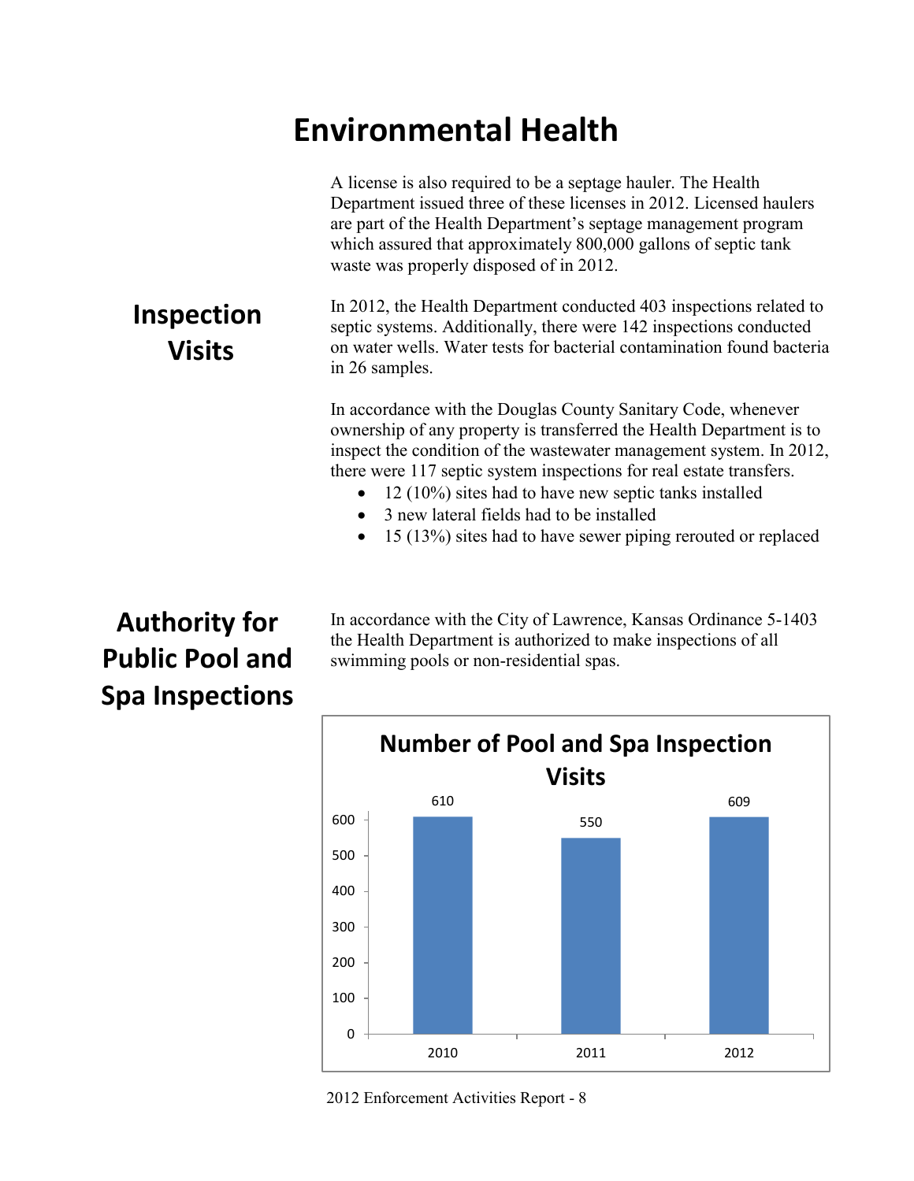# Environmental Health

A license is also required to be a septage hauler. The Health Department issued three of these licenses in 2012. Licensed haulers are part of the Health Department's septage management program which assured that approximately 800,000 gallons of septic tank waste was properly disposed of in 2012.

## Inspection Visits

In 2012, the Health Department conducted 403 inspections related to septic systems. Additionally, there were 142 inspections conducted on water wells. Water tests for bacterial contamination found bacteria in 26 samples.

In accordance with the Douglas County Sanitary Code, whenever ownership of any property is transferred the Health Department is to inspect the condition of the wastewater management system. In 2012, there were 117 septic system inspections for real estate transfers.

- 12 (10%) sites had to have new septic tanks installed
- 3 new lateral fields had to be installed
- 15 (13%) sites had to have sewer piping rerouted or replaced

## Authority for Public Pool and Spa Inspections

In accordance with the City of Lawrence, Kansas Ordinance 5-1403 the Health Department is authorized to make inspections of all swimming pools or non-residential spas.

**Number of Pool and Spa Inspection Visits**

| Year | Visits |
|---|---|
| 2010 | 610 |
| 2011 | 550 |
| 2012 | 609 |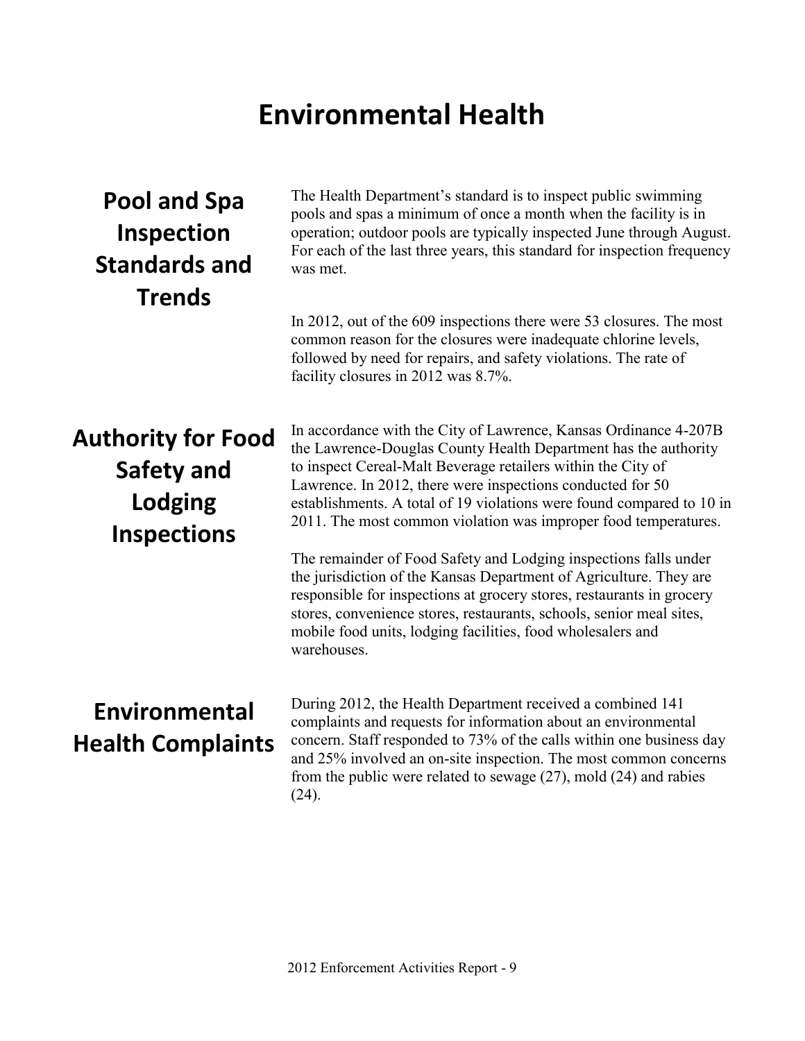# Environmental Health

## Pool and Spa Inspection Standards and Trends

The Health Department's standard is to inspect public swimming pools and spas a minimum of once a month when the facility is in operation; outdoor pools are typically inspected June through August. For each of the last three years, this standard for inspection frequency was met.

In 2012, out of the 609 inspections there were 53 closures. The most common reason for the closures were inadequate chlorine levels, followed by need for repairs, and safety violations. The rate of facility closures in 2012 was 8.7%.

## Authority for Food Safety and Lodging Inspections

In accordance with the City of Lawrence, Kansas Ordinance 4-207B the Lawrence-Douglas County Health Department has the authority to inspect Cereal-Malt Beverage retailers within the City of Lawrence. In 2012, there were inspections conducted for 50 establishments. A total of 19 violations were found compared to 10 in 2011. The most common violation was improper food temperatures.

The remainder of Food Safety and Lodging inspections falls under the jurisdiction of the Kansas Department of Agriculture. They are responsible for inspections at grocery stores, restaurants in grocery stores, convenience stores, restaurants, schools, senior meal sites, mobile food units, lodging facilities, food wholesalers and warehouses.

## Environmental Health Complaints

During 2012, the Health Department received a combined 141 complaints and requests for information about an environmental concern. Staff responded to 73% of the calls within one business day and 25% involved an on-site inspection. The most common concerns from the public were related to sewage (27), mold (24) and rabies (24).